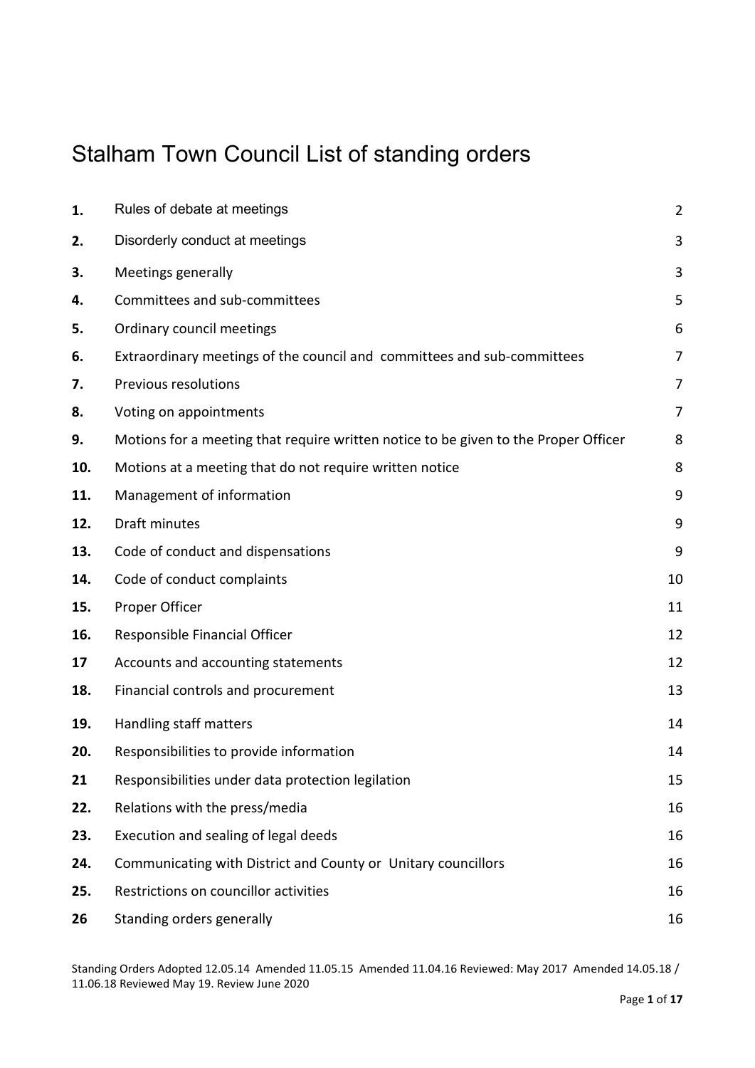# Stalham Town Council List of standing orders

| | | |
|---|---|---|
| **1.** | Rules of debate at meetings | 2 |
| **2.** | Disorderly conduct at meetings | 3 |
| **3.** | Meetings generally | 3 |
| **4.** | Committees and sub-committees | 5 |
| **5.** | Ordinary council meetings | 6 |
| **6.** | Extraordinary meetings of the council and committees and sub-committees | 7 |
| **7.** | Previous resolutions | 7 |
| **8.** | Voting on appointments | 7 |
| **9.** | Motions for a meeting that require written notice to be given to the Proper Officer | 8 |
| **10.** | Motions at a meeting that do not require written notice | 8 |
| **11.** | Management of information | 9 |
| **12.** | Draft minutes | 9 |
| **13.** | Code of conduct and dispensations | 9 |
| **14.** | Code of conduct complaints | 10 |
| **15.** | Proper Officer | 11 |
| **16.** | Responsible Financial Officer | 12 |
| **17** | Accounts and accounting statements | 12 |
| **18.** | Financial controls and procurement | 13 |
| **19.** | Handling staff matters | 14 |
| **20.** | Responsibilities to provide information | 14 |
| **21** | Responsibilities under data protection legilation | 15 |
| **22.** | Relations with the press/media | 16 |
| **23.** | Execution and sealing of legal deeds | 16 |
| **24.** | Communicating with District and County or Unitary councillors | 16 |
| **25.** | Restrictions on councillor activities | 16 |
| **26** | Standing orders generally | 16 |

Standing Orders Adopted 12.05.14 Amended 11.05.15 Amended 11.04.16 Reviewed: May 2017 Amended 14.05.18 / 11.06.18 Reviewed May 19. Review June 2020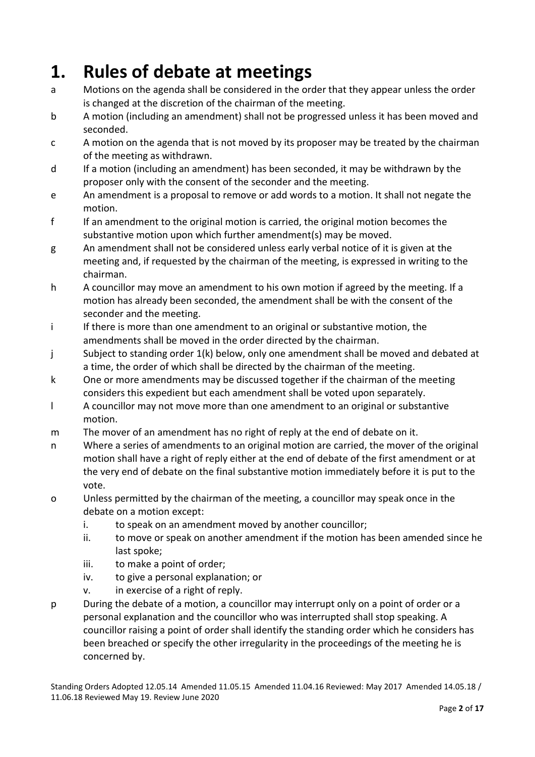# 1. Rules of debate at meetings

a. Motions on the agenda shall be considered in the order that they appear unless the order is changed at the discretion of the chairman of the meeting.

b. A motion (including an amendment) shall not be progressed unless it has been moved and seconded.

c. A motion on the agenda that is not moved by its proposer may be treated by the chairman of the meeting as withdrawn.

d. If a motion (including an amendment) has been seconded, it may be withdrawn by the proposer only with the consent of the seconder and the meeting.

e. An amendment is a proposal to remove or add words to a motion. It shall not negate the motion.

f. If an amendment to the original motion is carried, the original motion becomes the substantive motion upon which further amendment(s) may be moved.

g. An amendment shall not be considered unless early verbal notice of it is given at the meeting and, if requested by the chairman of the meeting, is expressed in writing to the chairman.

h. A councillor may move an amendment to his own motion if agreed by the meeting. If a motion has already been seconded, the amendment shall be with the consent of the seconder and the meeting.

i. If there is more than one amendment to an original or substantive motion, the amendments shall be moved in the order directed by the chairman.

j. Subject to standing order 1(k) below, only one amendment shall be moved and debated at a time, the order of which shall be directed by the chairman of the meeting.

k. One or more amendments may be discussed together if the chairman of the meeting considers this expedient but each amendment shall be voted upon separately.

l. A councillor may not move more than one amendment to an original or substantive motion.

m. The mover of an amendment has no right of reply at the end of debate on it.

n. Where a series of amendments to an original motion are carried, the mover of the original motion shall have a right of reply either at the end of debate of the first amendment or at the very end of debate on the final substantive motion immediately before it is put to the vote.

o. Unless permitted by the chairman of the meeting, a councillor may speak once in the debate on a motion except:
   1. to speak on an amendment moved by another councillor;
   2. to move or speak on another amendment if the motion has been amended since he last spoke;
   3. to make a point of order;
   4. to give a personal explanation; or
   5. in exercise of a right of reply.

p. During the debate of a motion, a councillor may interrupt only on a point of order or a personal explanation and the councillor who was interrupted shall stop speaking. A councillor raising a point of order shall identify the standing order which he considers has been breached or specify the other irregularity in the proceedings of the meeting he is concerned by.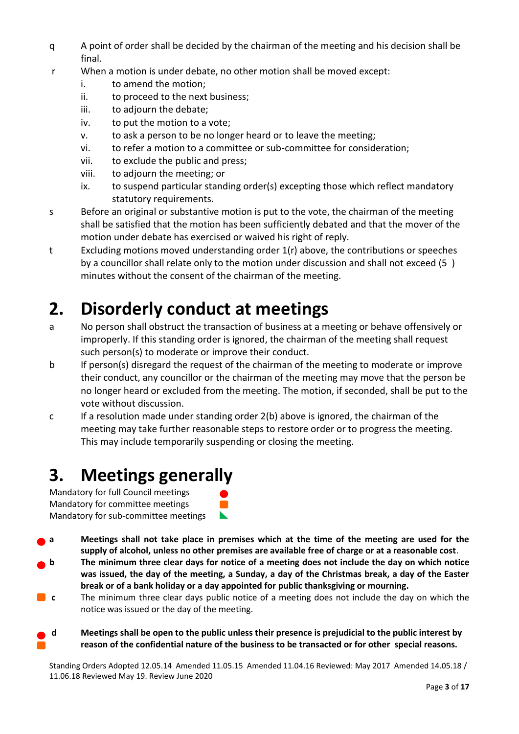q A point of order shall be decided by the chairman of the meeting and his decision shall be final.

r When a motion is under debate, no other motion shall be moved except:

i. to amend the motion;
ii. to proceed to the next business;
iii. to adjourn the debate;
iv. to put the motion to a vote;
v. to ask a person to be no longer heard or to leave the meeting;
vi. to refer a motion to a committee or sub-committee for consideration;
vii. to exclude the public and press;
viii. to adjourn the meeting; or
ix. to suspend particular standing order(s) excepting those which reflect mandatory statutory requirements.

s Before an original or substantive motion is put to the vote, the chairman of the meeting shall be satisfied that the motion has been sufficiently debated and that the mover of the motion under debate has exercised or waived his right of reply.

t Excluding motions moved understanding order 1(r) above, the contributions or speeches by a councillor shall relate only to the motion under discussion and shall not exceed (5 ) minutes without the consent of the chairman of the meeting.

# 2. Disorderly conduct at meetings

a No person shall obstruct the transaction of business at a meeting or behave offensively or improperly. If this standing order is ignored, the chairman of the meeting shall request such person(s) to moderate or improve their conduct.

b If person(s) disregard the request of the chairman of the meeting to moderate or improve their conduct, any councillor or the chairman of the meeting may move that the person be no longer heard or excluded from the meeting. The motion, if seconded, shall be put to the vote without discussion.

c If a resolution made under standing order 2(b) above is ignored, the chairman of the meeting may take further reasonable steps to restore order or to progress the meeting. This may include temporarily suspending or closing the meeting.

# 3. Meetings generally

Mandatory for full Council meetings ●
Mandatory for committee meetings ■
Mandatory for sub-committee meetings ◣

● **a Meetings shall not take place in premises which at the time of the meeting are used for the supply of alcohol, unless no other premises are available free of charge or at a reasonable cost.**

● **b The minimum three clear days for notice of a meeting does not include the day on which notice was issued, the day of the meeting, a Sunday, a day of the Christmas break, a day of the Easter break or of a bank holiday or a day appointed for public thanksgiving or mourning.**

■ c The minimum three clear days public notice of a meeting does not include the day on which the notice was issued or the day of the meeting.

● ■ **d Meetings shall be open to the public unless their presence is prejudicial to the public interest by reason of the confidential nature of the business to be transacted or for other special reasons.**

Standing Orders Adopted 12.05.14 Amended 11.05.15 Amended 11.04.16 Reviewed: May 2017 Amended 14.05.18 / 11.06.18 Reviewed May 19. Review June 2020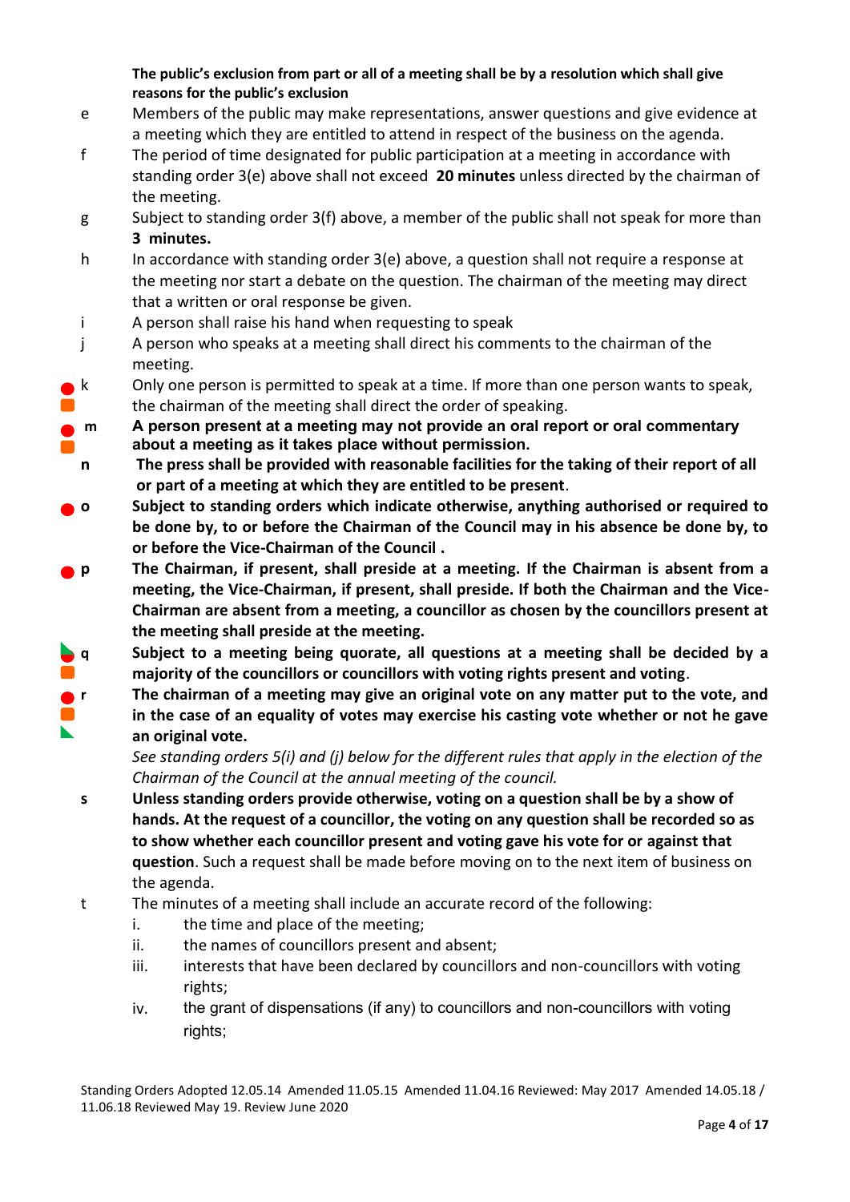**The public's exclusion from part or all of a meeting shall be by a resolution which shall give reasons for the public's exclusion**

e Members of the public may make representations, answer questions and give evidence at a meeting which they are entitled to attend in respect of the business on the agenda.

f The period of time designated for public participation at a meeting in accordance with standing order 3(e) above shall not exceed **20 minutes** unless directed by the chairman of the meeting.

g Subject to standing order 3(f) above, a member of the public shall not speak for more than **3 minutes.**

h In accordance with standing order 3(e) above, a question shall not require a response at the meeting nor start a debate on the question. The chairman of the meeting may direct that a written or oral response be given.

i A person shall raise his hand when requesting to speak

j A person who speaks at a meeting shall direct his comments to the chairman of the meeting.

k Only one person is permitted to speak at a time. If more than one person wants to speak, the chairman of the meeting shall direct the order of speaking.

**m A person present at a meeting may not provide an oral report or oral commentary about a meeting as it takes place without permission.**

**n The press shall be provided with reasonable facilities for the taking of their report of all or part of a meeting at which they are entitled to be present**.

**o Subject to standing orders which indicate otherwise, anything authorised or required to be done by, to or before the Chairman of the Council may in his absence be done by, to or before the Vice-Chairman of the Council .**

**p The Chairman, if present, shall preside at a meeting. If the Chairman is absent from a meeting, the Vice-Chairman, if present, shall preside. If both the Chairman and the Vice-Chairman are absent from a meeting, a councillor as chosen by the councillors present at the meeting shall preside at the meeting.**

**q Subject to a meeting being quorate, all questions at a meeting shall be decided by a majority of the councillors or councillors with voting rights present and voting**.

**r The chairman of a meeting may give an original vote on any matter put to the vote, and in the case of an equality of votes may exercise his casting vote whether or not he gave an original vote.**

*See standing orders 5(i) and (j) below for the different rules that apply in the election of the Chairman of the Council at the annual meeting of the council.*

**s Unless standing orders provide otherwise, voting on a question shall be by a show of hands. At the request of a councillor, the voting on any question shall be recorded so as to show whether each councillor present and voting gave his vote for or against that question**. Such a request shall be made before moving on to the next item of business on the agenda.

t The minutes of a meeting shall include an accurate record of the following:

i. the time and place of the meeting;
ii. the names of councillors present and absent;
iii. interests that have been declared by councillors and non-councillors with voting rights;
iv. the grant of dispensations (if any) to councillors and non-councillors with voting rights;

Standing Orders Adopted 12.05.14 Amended 11.05.15 Amended 11.04.16 Reviewed: May 2017 Amended 14.05.18 / 11.06.18 Reviewed May 19. Review June 2020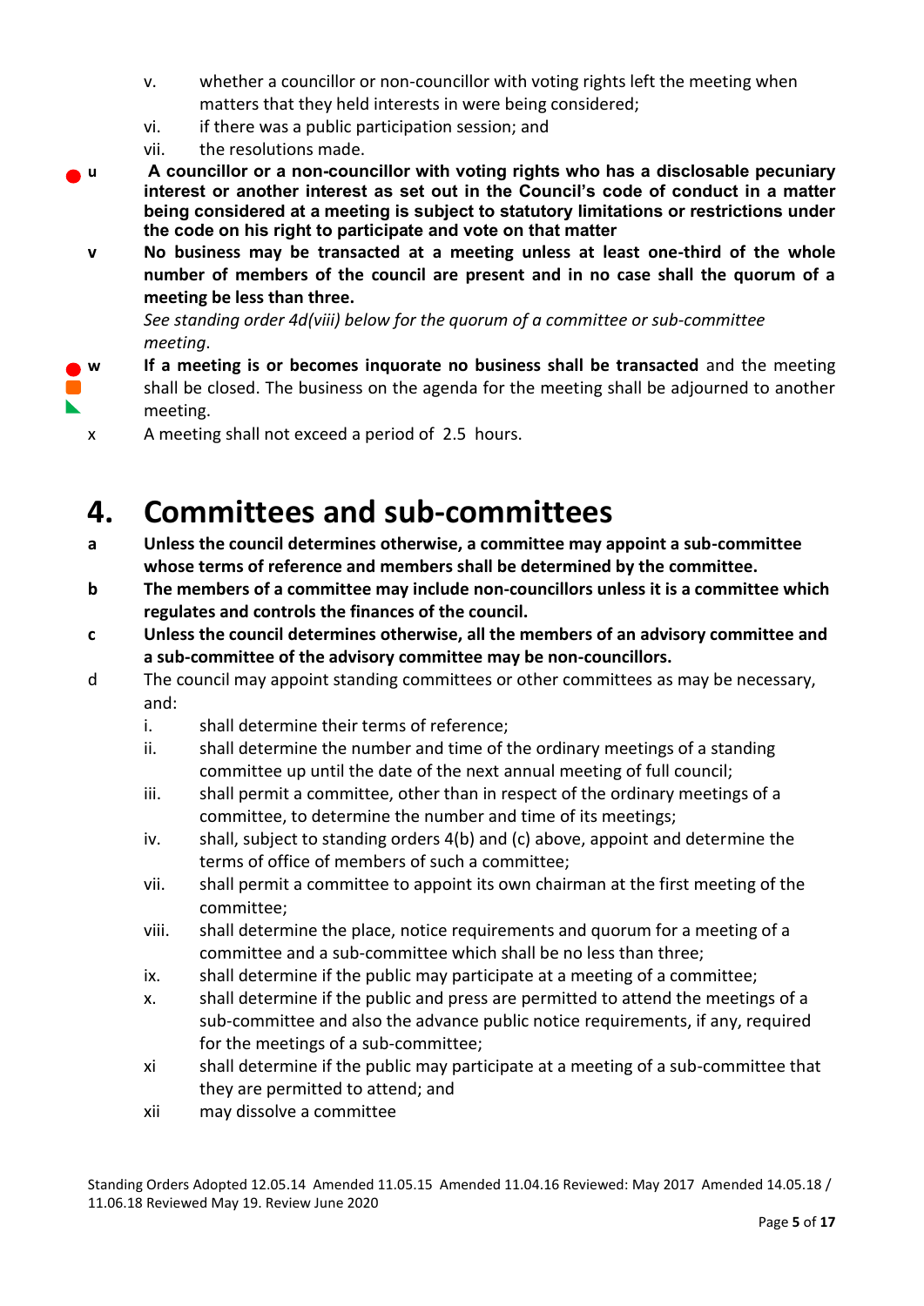v. whether a councillor or non-councillor with voting rights left the meeting when matters that they held interests in were being considered;

vi. if there was a public participation session; and

vii. the resolutions made.

**u** **A councillor or a non-councillor with voting rights who has a disclosable pecuniary interest or another interest as set out in the Council's code of conduct in a matter being considered at a meeting is subject to statutory limitations or restrictions under the code on his right to participate and vote on that matter**

**v** **No business may be transacted at a meeting unless at least one-third of the whole number of members of the council are present and in no case shall the quorum of a meeting be less than three.**

*See standing order 4d(viii) below for the quorum of a committee or sub-committee meeting.*

**w** **If a meeting is or becomes inquorate no business shall be transacted** and the meeting shall be closed. The business on the agenda for the meeting shall be adjourned to another meeting.

x A meeting shall not exceed a period of 2.5 hours.

# 4. Committees and sub-committees

**a** **Unless the council determines otherwise, a committee may appoint a sub-committee whose terms of reference and members shall be determined by the committee.**

**b** **The members of a committee may include non-councillors unless it is a committee which regulates and controls the finances of the council.**

**c** **Unless the council determines otherwise, all the members of an advisory committee and a sub-committee of the advisory committee may be non-councillors.**

d The council may appoint standing committees or other committees as may be necessary, and:

i. shall determine their terms of reference;

ii. shall determine the number and time of the ordinary meetings of a standing committee up until the date of the next annual meeting of full council;

iii. shall permit a committee, other than in respect of the ordinary meetings of a committee, to determine the number and time of its meetings;

iv. shall, subject to standing orders 4(b) and (c) above, appoint and determine the terms of office of members of such a committee;

vii. shall permit a committee to appoint its own chairman at the first meeting of the committee;

viii. shall determine the place, notice requirements and quorum for a meeting of a committee and a sub-committee which shall be no less than three;

ix. shall determine if the public may participate at a meeting of a committee;

x. shall determine if the public and press are permitted to attend the meetings of a sub-committee and also the advance public notice requirements, if any, required for the meetings of a sub-committee;

xi shall determine if the public may participate at a meeting of a sub-committee that they are permitted to attend; and

xii may dissolve a committee

Standing Orders Adopted 12.05.14 Amended 11.05.15 Amended 11.04.16 Reviewed: May 2017 Amended 14.05.18 / 11.06.18 Reviewed May 19. Review June 2020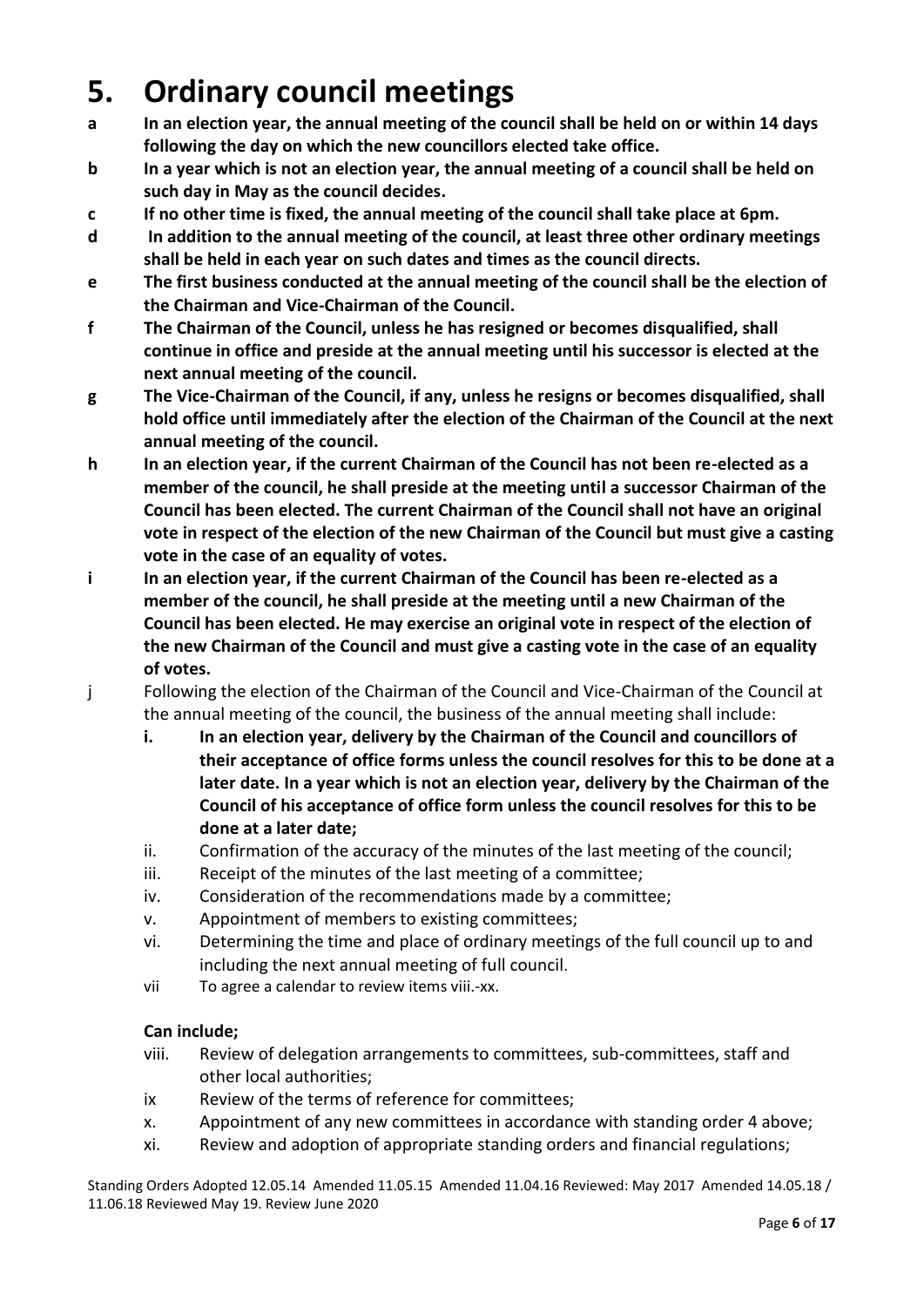# 5. Ordinary council meetings

**a** **In an election year, the annual meeting of the council shall be held on or within 14 days following the day on which the new councillors elected take office.**

**b** **In a year which is not an election year, the annual meeting of a council shall be held on such day in May as the council decides.**

**c** **If no other time is fixed, the annual meeting of the council shall take place at 6pm.**

**d** **In addition to the annual meeting of the council, at least three other ordinary meetings shall be held in each year on such dates and times as the council directs.**

**e** **The first business conducted at the annual meeting of the council shall be the election of the Chairman and Vice-Chairman of the Council.**

**f** **The Chairman of the Council, unless he has resigned or becomes disqualified, shall continue in office and preside at the annual meeting until his successor is elected at the next annual meeting of the council.**

**g** **The Vice-Chairman of the Council, if any, unless he resigns or becomes disqualified, shall hold office until immediately after the election of the Chairman of the Council at the next annual meeting of the council.**

**h** **In an election year, if the current Chairman of the Council has not been re-elected as a member of the council, he shall preside at the meeting until a successor Chairman of the Council has been elected. The current Chairman of the Council shall not have an original vote in respect of the election of the new Chairman of the Council but must give a casting vote in the case of an equality of votes.**

**i** **In an election year, if the current Chairman of the Council has been re-elected as a member of the council, he shall preside at the meeting until a new Chairman of the Council has been elected. He may exercise an original vote in respect of the election of the new Chairman of the Council and must give a casting vote in the case of an equality of votes.**

j Following the election of the Chairman of the Council and Vice-Chairman of the Council at the annual meeting of the council, the business of the annual meeting shall include:

- **i.** **In an election year, delivery by the Chairman of the Council and councillors of their acceptance of office forms unless the council resolves for this to be done at a later date. In a year which is not an election year, delivery by the Chairman of the Council of his acceptance of office form unless the council resolves for this to be done at a later date;**
- ii. Confirmation of the accuracy of the minutes of the last meeting of the council;
- iii. Receipt of the minutes of the last meeting of a committee;
- iv. Consideration of the recommendations made by a committee;
- v. Appointment of members to existing committees;
- vi. Determining the time and place of ordinary meetings of the full council up to and including the next annual meeting of full council.
- vii To agree a calendar to review items viii.-xx.

**Can include;**

- viii. Review of delegation arrangements to committees, sub-committees, staff and other local authorities;
- ix Review of the terms of reference for committees;
- x. Appointment of any new committees in accordance with standing order 4 above;
- xi. Review and adoption of appropriate standing orders and financial regulations;

Standing Orders Adopted 12.05.14 Amended 11.05.15 Amended 11.04.16 Reviewed: May 2017 Amended 14.05.18 / 11.06.18 Reviewed May 19. Review June 2020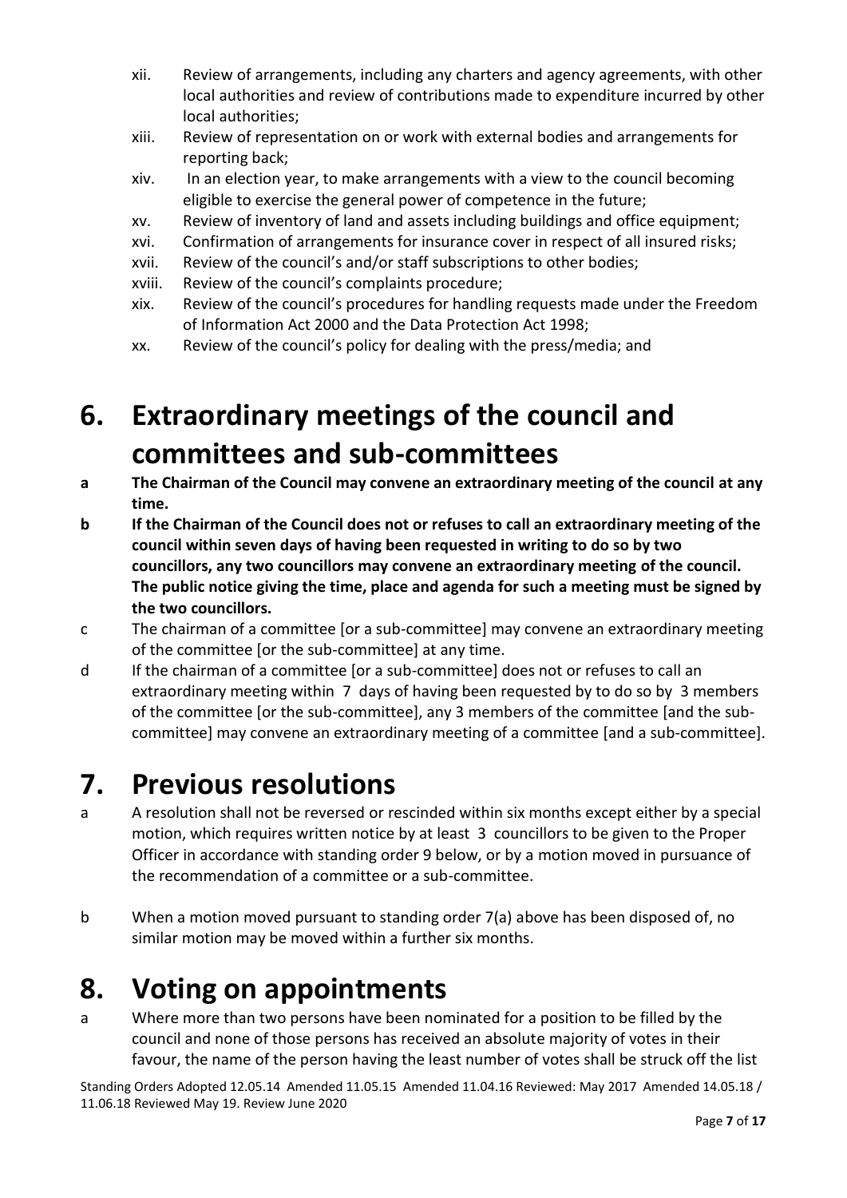xii. Review of arrangements, including any charters and agency agreements, with other local authorities and review of contributions made to expenditure incurred by other local authorities;

xiii. Review of representation on or work with external bodies and arrangements for reporting back;

xiv. In an election year, to make arrangements with a view to the council becoming eligible to exercise the general power of competence in the future;

xv. Review of inventory of land and assets including buildings and office equipment;

xvi. Confirmation of arrangements for insurance cover in respect of all insured risks;

xvii. Review of the council's and/or staff subscriptions to other bodies;

xviii. Review of the council's complaints procedure;

xix. Review of the council's procedures for handling requests made under the Freedom of Information Act 2000 and the Data Protection Act 1998;

xx. Review of the council's policy for dealing with the press/media; and

# 6. Extraordinary meetings of the council and committees and sub-committees

**a The Chairman of the Council may convene an extraordinary meeting of the council at any time.**

**b If the Chairman of the Council does not or refuses to call an extraordinary meeting of the council within seven days of having been requested in writing to do so by two councillors, any two councillors may convene an extraordinary meeting of the council. The public notice giving the time, place and agenda for such a meeting must be signed by the two councillors.**

c The chairman of a committee [or a sub-committee] may convene an extraordinary meeting of the committee [or the sub-committee] at any time.

d If the chairman of a committee [or a sub-committee] does not or refuses to call an extraordinary meeting within 7 days of having been requested by to do so by 3 members of the committee [or the sub-committee], any 3 members of the committee [and the sub-committee] may convene an extraordinary meeting of a committee [and a sub-committee].

# 7. Previous resolutions

a A resolution shall not be reversed or rescinded within six months except either by a special motion, which requires written notice by at least 3 councillors to be given to the Proper Officer in accordance with standing order 9 below, or by a motion moved in pursuance of the recommendation of a committee or a sub-committee.

b When a motion moved pursuant to standing order 7(a) above has been disposed of, no similar motion may be moved within a further six months.

# 8. Voting on appointments

a Where more than two persons have been nominated for a position to be filled by the council and none of those persons has received an absolute majority of votes in their favour, the name of the person having the least number of votes shall be struck off the list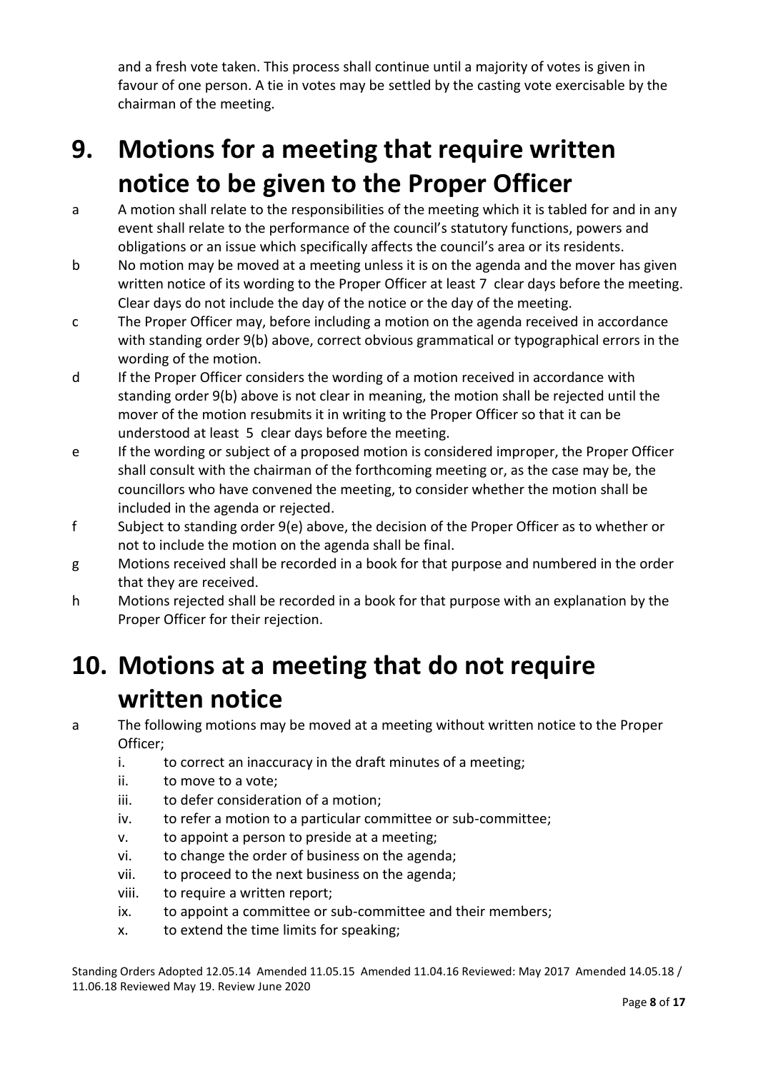and a fresh vote taken. This process shall continue until a majority of votes is given in favour of one person. A tie in votes may be settled by the casting vote exercisable by the chairman of the meeting.

# 9. Motions for a meeting that require written notice to be given to the Proper Officer

a A motion shall relate to the responsibilities of the meeting which it is tabled for and in any event shall relate to the performance of the council's statutory functions, powers and obligations or an issue which specifically affects the council's area or its residents.

b No motion may be moved at a meeting unless it is on the agenda and the mover has given written notice of its wording to the Proper Officer at least 7 clear days before the meeting. Clear days do not include the day of the notice or the day of the meeting.

c The Proper Officer may, before including a motion on the agenda received in accordance with standing order 9(b) above, correct obvious grammatical or typographical errors in the wording of the motion.

d If the Proper Officer considers the wording of a motion received in accordance with standing order 9(b) above is not clear in meaning, the motion shall be rejected until the mover of the motion resubmits it in writing to the Proper Officer so that it can be understood at least 5 clear days before the meeting.

e If the wording or subject of a proposed motion is considered improper, the Proper Officer shall consult with the chairman of the forthcoming meeting or, as the case may be, the councillors who have convened the meeting, to consider whether the motion shall be included in the agenda or rejected.

f Subject to standing order 9(e) above, the decision of the Proper Officer as to whether or not to include the motion on the agenda shall be final.

g Motions received shall be recorded in a book for that purpose and numbered in the order that they are received.

h Motions rejected shall be recorded in a book for that purpose with an explanation by the Proper Officer for their rejection.

# 10. Motions at a meeting that do not require written notice

a The following motions may be moved at a meeting without written notice to the Proper Officer;

   i. to correct an inaccuracy in the draft minutes of a meeting;
   ii. to move to a vote;
   iii. to defer consideration of a motion;
   iv. to refer a motion to a particular committee or sub-committee;
   v. to appoint a person to preside at a meeting;
   vi. to change the order of business on the agenda;
   vii. to proceed to the next business on the agenda;
   viii. to require a written report;
   ix. to appoint a committee or sub-committee and their members;
   x. to extend the time limits for speaking;

Standing Orders Adopted 12.05.14 Amended 11.05.15 Amended 11.04.16 Reviewed: May 2017 Amended 14.05.18 / 11.06.18 Reviewed May 19. Review June 2020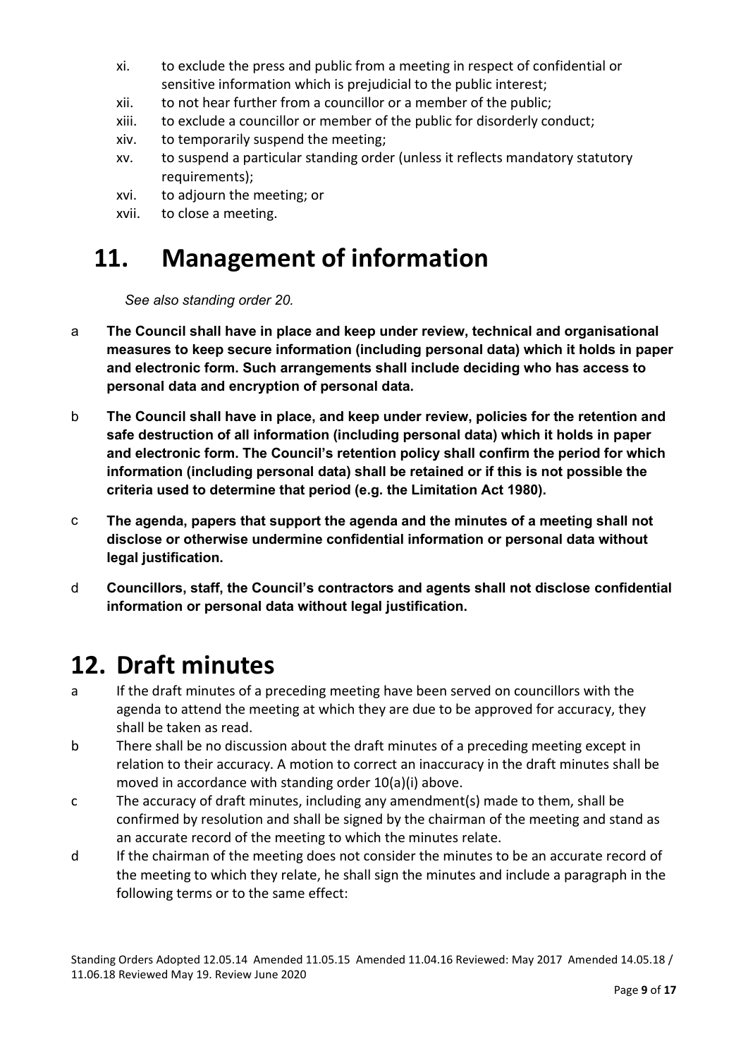xi. to exclude the press and public from a meeting in respect of confidential or sensitive information which is prejudicial to the public interest;
xii. to not hear further from a councillor or a member of the public;
xiii. to exclude a councillor or member of the public for disorderly conduct;
xiv. to temporarily suspend the meeting;
xv. to suspend a particular standing order (unless it reflects mandatory statutory requirements);
xvi. to adjourn the meeting; or
xvii. to close a meeting.

# 11. Management of information

*See also standing order 20.*

a **The Council shall have in place and keep under review, technical and organisational measures to keep secure information (including personal data) which it holds in paper and electronic form. Such arrangements shall include deciding who has access to personal data and encryption of personal data.**

b **The Council shall have in place, and keep under review, policies for the retention and safe destruction of all information (including personal data) which it holds in paper and electronic form. The Council's retention policy shall confirm the period for which information (including personal data) shall be retained or if this is not possible the criteria used to determine that period (e.g. the Limitation Act 1980).**

c **The agenda, papers that support the agenda and the minutes of a meeting shall not disclose or otherwise undermine confidential information or personal data without legal justification.**

d **Councillors, staff, the Council's contractors and agents shall not disclose confidential information or personal data without legal justification.**

# 12. Draft minutes

a If the draft minutes of a preceding meeting have been served on councillors with the agenda to attend the meeting at which they are due to be approved for accuracy, they shall be taken as read.

b There shall be no discussion about the draft minutes of a preceding meeting except in relation to their accuracy. A motion to correct an inaccuracy in the draft minutes shall be moved in accordance with standing order 10(a)(i) above.

c The accuracy of draft minutes, including any amendment(s) made to them, shall be confirmed by resolution and shall be signed by the chairman of the meeting and stand as an accurate record of the meeting to which the minutes relate.

d If the chairman of the meeting does not consider the minutes to be an accurate record of the meeting to which they relate, he shall sign the minutes and include a paragraph in the following terms or to the same effect: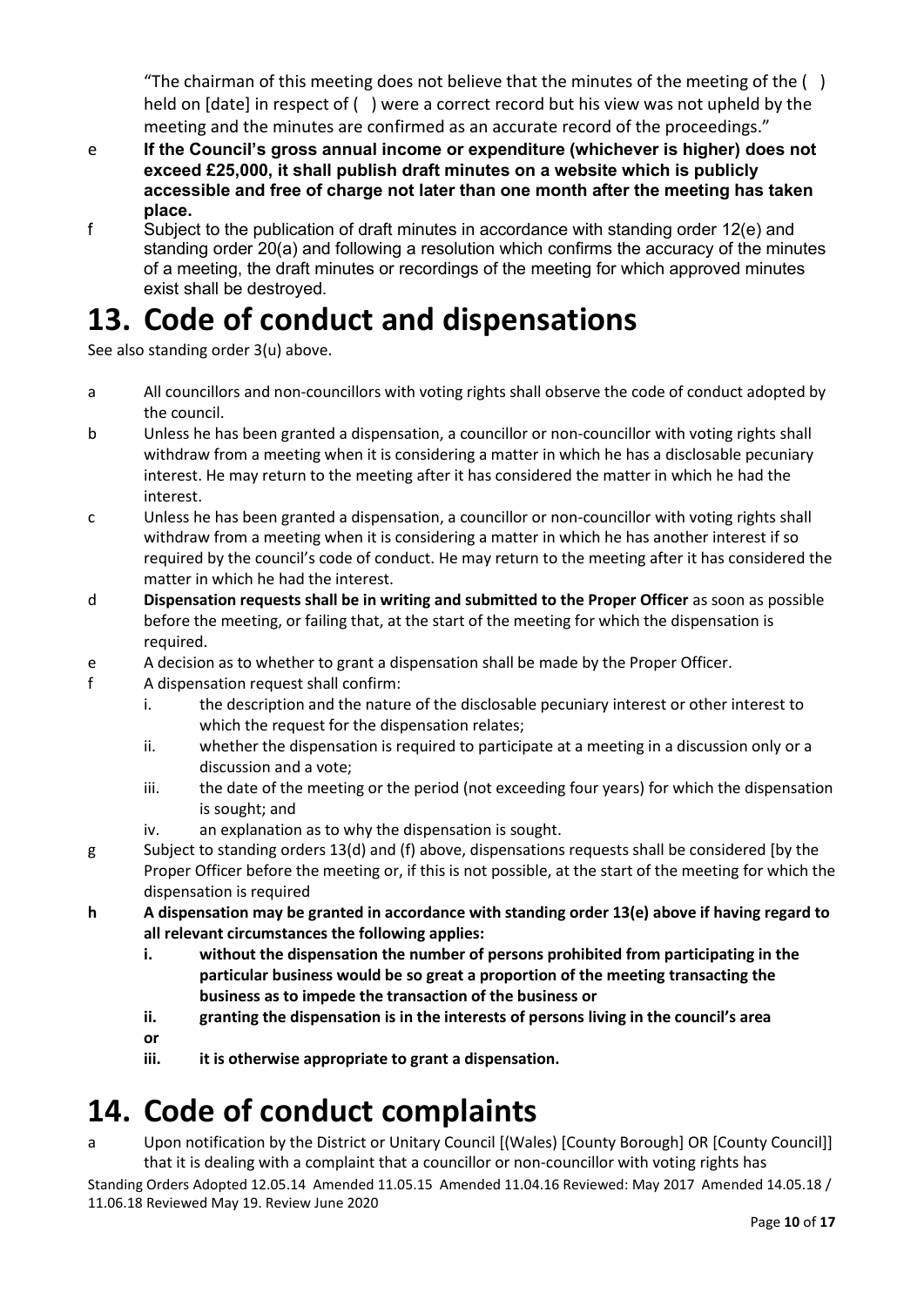"The chairman of this meeting does not believe that the minutes of the meeting of the ( ) held on [date] in respect of ( ) were a correct record but his view was not upheld by the meeting and the minutes are confirmed as an accurate record of the proceedings."

e **If the Council's gross annual income or expenditure (whichever is higher) does not exceed £25,000, it shall publish draft minutes on a website which is publicly accessible and free of charge not later than one month after the meeting has taken place.**

f Subject to the publication of draft minutes in accordance with standing order 12(e) and standing order 20(a) and following a resolution which confirms the accuracy of the minutes of a meeting, the draft minutes or recordings of the meeting for which approved minutes exist shall be destroyed.

# 13. Code of conduct and dispensations

See also standing order 3(u) above.

a All councillors and non-councillors with voting rights shall observe the code of conduct adopted by the council.

b Unless he has been granted a dispensation, a councillor or non-councillor with voting rights shall withdraw from a meeting when it is considering a matter in which he has a disclosable pecuniary interest. He may return to the meeting after it has considered the matter in which he had the interest.

c Unless he has been granted a dispensation, a councillor or non-councillor with voting rights shall withdraw from a meeting when it is considering a matter in which he has another interest if so required by the council's code of conduct. He may return to the meeting after it has considered the matter in which he had the interest.

d **Dispensation requests shall be in writing and submitted to the Proper Officer** as soon as possible before the meeting, or failing that, at the start of the meeting for which the dispensation is required.

e A decision as to whether to grant a dispensation shall be made by the Proper Officer.

f A dispensation request shall confirm:
   i. the description and the nature of the disclosable pecuniary interest or other interest to which the request for the dispensation relates;
   ii. whether the dispensation is required to participate at a meeting in a discussion only or a discussion and a vote;
   iii. the date of the meeting or the period (not exceeding four years) for which the dispensation is sought; and
   iv. an explanation as to why the dispensation is sought.

g Subject to standing orders 13(d) and (f) above, dispensations requests shall be considered [by the Proper Officer before the meeting or, if this is not possible, at the start of the meeting for which the dispensation is required

**h A dispensation may be granted in accordance with standing order 13(e) above if having regard to all relevant circumstances the following applies:**
   **i. without the dispensation the number of persons prohibited from participating in the particular business would be so great a proportion of the meeting transacting the business as to impede the transaction of the business or**
   **ii. granting the dispensation is in the interests of persons living in the council's area**
   **or**
   **iii. it is otherwise appropriate to grant a dispensation.**

# 14. Code of conduct complaints

a Upon notification by the District or Unitary Council [(Wales) [County Borough] OR [County Council]] that it is dealing with a complaint that a councillor or non-councillor with voting rights has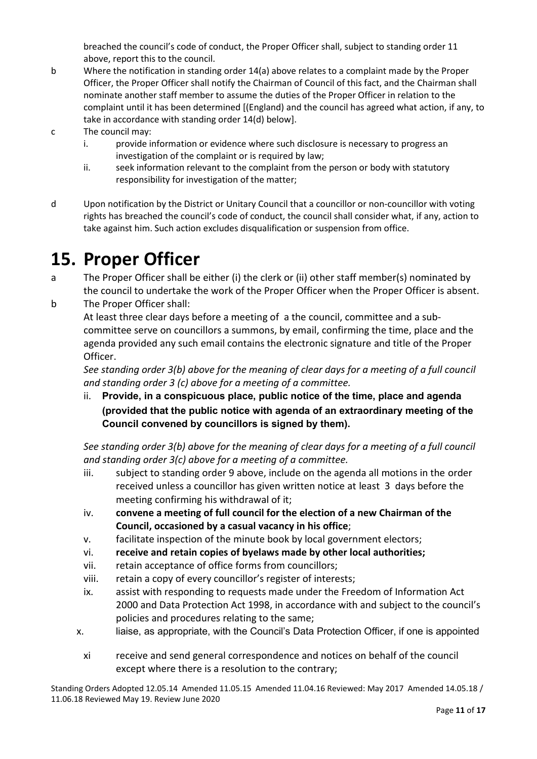breached the council's code of conduct, the Proper Officer shall, subject to standing order 11 above, report this to the council.

b. Where the notification in standing order 14(a) above relates to a complaint made by the Proper Officer, the Proper Officer shall notify the Chairman of Council of this fact, and the Chairman shall nominate another staff member to assume the duties of the Proper Officer in relation to the complaint until it has been determined [(England) and the council has agreed what action, if any, to take in accordance with standing order 14(d) below].

c. The council may:
   i. provide information or evidence where such disclosure is necessary to progress an investigation of the complaint or is required by law;
   ii. seek information relevant to the complaint from the person or body with statutory responsibility for investigation of the matter;

d. Upon notification by the District or Unitary Council that a councillor or non-councillor with voting rights has breached the council's code of conduct, the council shall consider what, if any, action to take against him. Such action excludes disqualification or suspension from office.

# 15. Proper Officer

a. The Proper Officer shall be either (i) the clerk or (ii) other staff member(s) nominated by the council to undertake the work of the Proper Officer when the Proper Officer is absent.

b. The Proper Officer shall:

   At least three clear days before a meeting of a the council, committee and a sub-committee serve on councillors a summons, by email, confirming the time, place and the agenda provided any such email contains the electronic signature and title of the Proper Officer.

   *See standing order 3(b) above for the meaning of clear days for a meeting of a full council and standing order 3 (c) above for a meeting of a committee.*

   ii. **Provide, in a conspicuous place, public notice of the time, place and agenda (provided that the public notice with agenda of an extraordinary meeting of the Council convened by councillors is signed by them).**

   *See standing order 3(b) above for the meaning of clear days for a meeting of a full council and standing order 3(c) above for a meeting of a committee.*

   iii. subject to standing order 9 above, include on the agenda all motions in the order received unless a councillor has given written notice at least 3 days before the meeting confirming his withdrawal of it;
   iv. **convene a meeting of full council for the election of a new Chairman of the Council, occasioned by a casual vacancy in his office**;
   v. facilitate inspection of the minute book by local government electors;
   vi. **receive and retain copies of byelaws made by other local authorities;**
   vii. retain acceptance of office forms from councillors;
   viii. retain a copy of every councillor's register of interests;
   ix. assist with responding to requests made under the Freedom of Information Act 2000 and Data Protection Act 1998, in accordance with and subject to the council's policies and procedures relating to the same;
   x. liaise, as appropriate, with the Council's Data Protection Officer, if one is appointed
   xi. receive and send general correspondence and notices on behalf of the council except where there is a resolution to the contrary;

Standing Orders Adopted 12.05.14 Amended 11.05.15 Amended 11.04.16 Reviewed: May 2017 Amended 14.05.18 / 11.06.18 Reviewed May 19. Review June 2020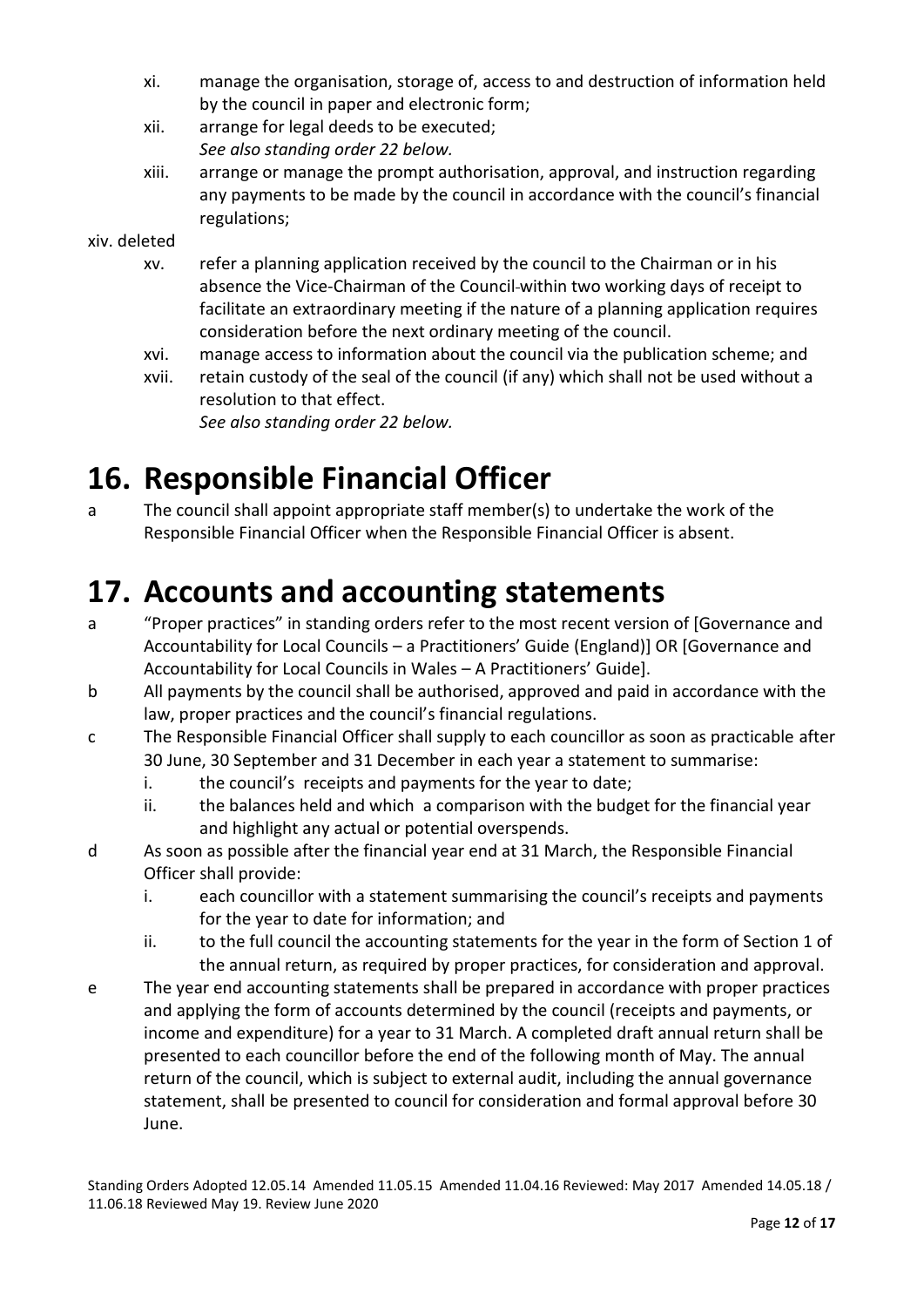xi. manage the organisation, storage of, access to and destruction of information held by the council in paper and electronic form;

xii. arrange for legal deeds to be executed;
*See also standing order 22 below.*

xiii. arrange or manage the prompt authorisation, approval, and instruction regarding any payments to be made by the council in accordance with the council's financial regulations;

xiv. deleted

xv. refer a planning application received by the council to the Chairman or in his absence the Vice-Chairman of the Council within two working days of receipt to facilitate an extraordinary meeting if the nature of a planning application requires consideration before the next ordinary meeting of the council.

xvi. manage access to information about the council via the publication scheme; and

xvii. retain custody of the seal of the council (if any) which shall not be used without a resolution to that effect.
*See also standing order 22 below.*

# 16. Responsible Financial Officer

a The council shall appoint appropriate staff member(s) to undertake the work of the Responsible Financial Officer when the Responsible Financial Officer is absent.

# 17. Accounts and accounting statements

a "Proper practices" in standing orders refer to the most recent version of [Governance and Accountability for Local Councils – a Practitioners' Guide (England)] OR [Governance and Accountability for Local Councils in Wales – A Practitioners' Guide].

b All payments by the council shall be authorised, approved and paid in accordance with the law, proper practices and the council's financial regulations.

c The Responsible Financial Officer shall supply to each councillor as soon as practicable after 30 June, 30 September and 31 December in each year a statement to summarise:

   i. the council's receipts and payments for the year to date;
   ii. the balances held and which a comparison with the budget for the financial year and highlight any actual or potential overspends.

d As soon as possible after the financial year end at 31 March, the Responsible Financial Officer shall provide:

   i. each councillor with a statement summarising the council's receipts and payments for the year to date for information; and
   ii. to the full council the accounting statements for the year in the form of Section 1 of the annual return, as required by proper practices, for consideration and approval.

e The year end accounting statements shall be prepared in accordance with proper practices and applying the form of accounts determined by the council (receipts and payments, or income and expenditure) for a year to 31 March. A completed draft annual return shall be presented to each councillor before the end of the following month of May. The annual return of the council, which is subject to external audit, including the annual governance statement, shall be presented to council for consideration and formal approval before 30 June.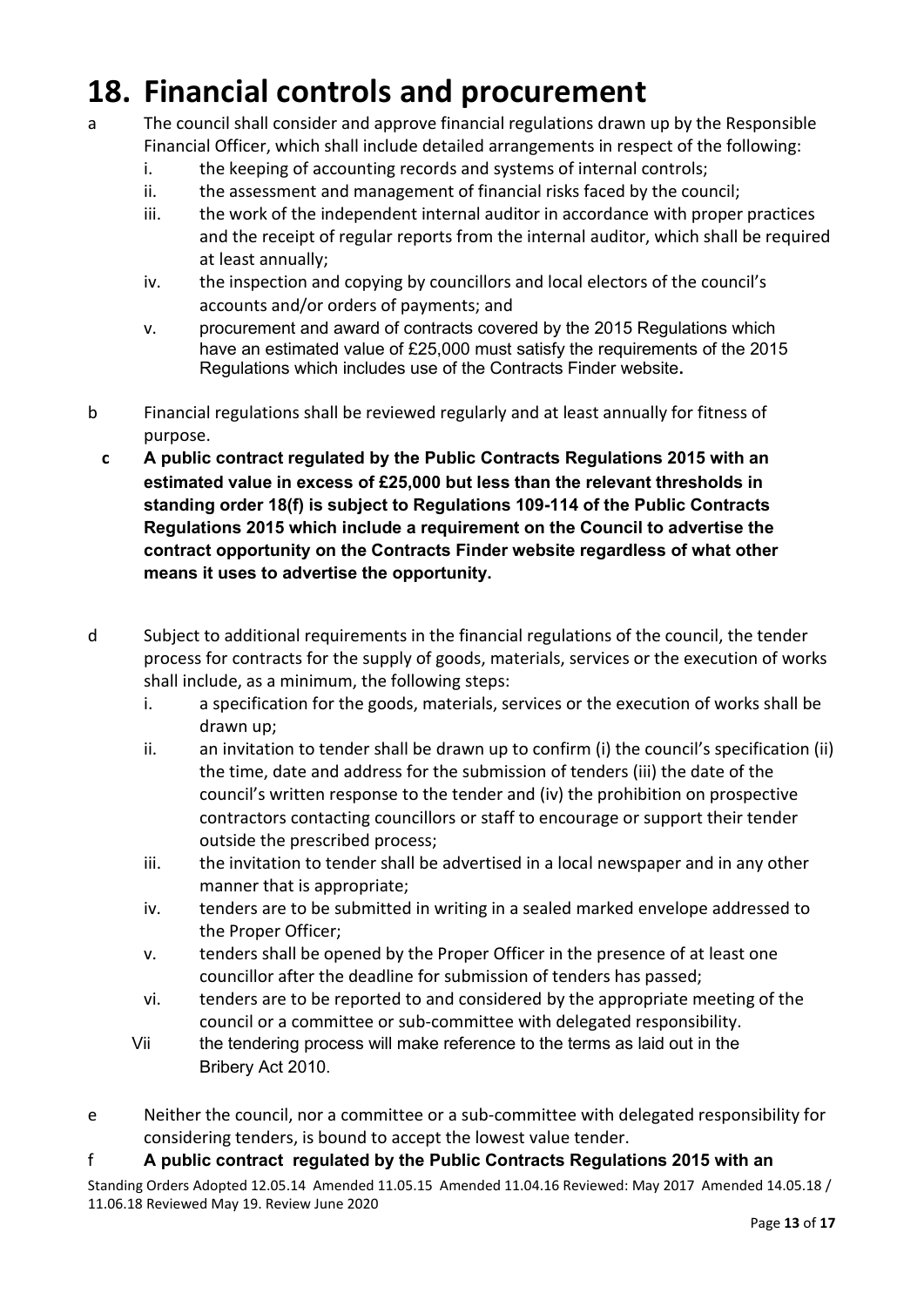# 18. Financial controls and procurement

a The council shall consider and approve financial regulations drawn up by the Responsible Financial Officer, which shall include detailed arrangements in respect of the following:

   i. the keeping of accounting records and systems of internal controls;
   ii. the assessment and management of financial risks faced by the council;
   iii. the work of the independent internal auditor in accordance with proper practices and the receipt of regular reports from the internal auditor, which shall be required at least annually;
   iv. the inspection and copying by councillors and local electors of the council's accounts and/or orders of payments; and
   v. procurement and award of contracts covered by the 2015 Regulations which have an estimated value of £25,000 must satisfy the requirements of the 2015 Regulations which includes use of the Contracts Finder website**.**

b Financial regulations shall be reviewed regularly and at least annually for fitness of purpose.

**c A public contract regulated by the Public Contracts Regulations 2015 with an estimated value in excess of £25,000 but less than the relevant thresholds in standing order 18(f) is subject to Regulations 109-114 of the Public Contracts Regulations 2015 which include a requirement on the Council to advertise the contract opportunity on the Contracts Finder website regardless of what other means it uses to advertise the opportunity.**

d Subject to additional requirements in the financial regulations of the council, the tender process for contracts for the supply of goods, materials, services or the execution of works shall include, as a minimum, the following steps:

   i. a specification for the goods, materials, services or the execution of works shall be drawn up;
   ii. an invitation to tender shall be drawn up to confirm (i) the council's specification (ii) the time, date and address for the submission of tenders (iii) the date of the council's written response to the tender and (iv) the prohibition on prospective contractors contacting councillors or staff to encourage or support their tender outside the prescribed process;
   iii. the invitation to tender shall be advertised in a local newspaper and in any other manner that is appropriate;
   iv. tenders are to be submitted in writing in a sealed marked envelope addressed to the Proper Officer;
   v. tenders shall be opened by the Proper Officer in the presence of at least one councillor after the deadline for submission of tenders has passed;
   vi. tenders are to be reported to and considered by the appropriate meeting of the council or a committee or sub-committee with delegated responsibility.
   Vii the tendering process will make reference to the terms as laid out in the Bribery Act 2010.

e Neither the council, nor a committee or a sub-committee with delegated responsibility for considering tenders, is bound to accept the lowest value tender.

**f A public contract regulated by the Public Contracts Regulations 2015 with an**

Standing Orders Adopted 12.05.14 Amended 11.05.15 Amended 11.04.16 Reviewed: May 2017 Amended 14.05.18 / 11.06.18 Reviewed May 19. Review June 2020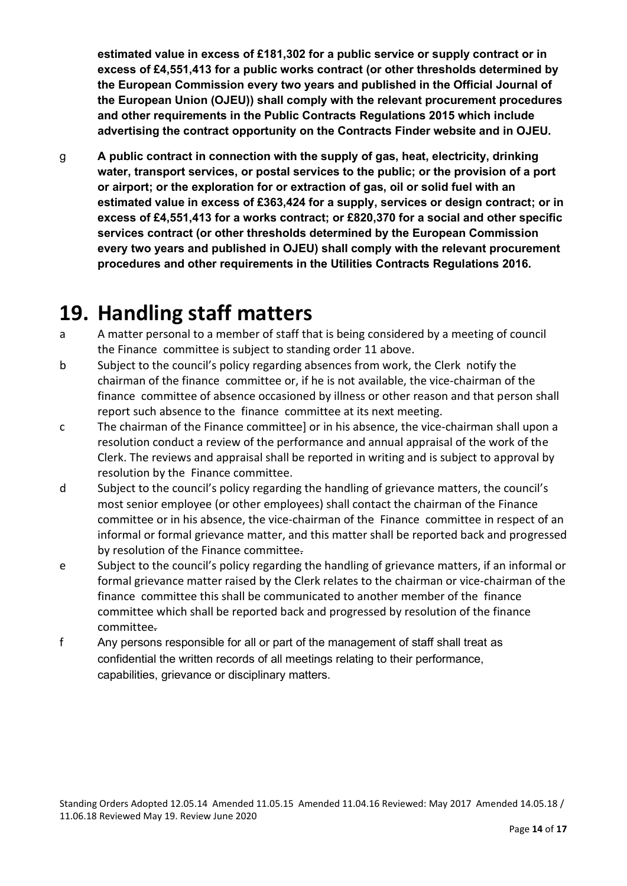**estimated value in excess of £181,302 for a public service or supply contract or in excess of £4,551,413 for a public works contract (or other thresholds determined by the European Commission every two years and published in the Official Journal of the European Union (OJEU)) shall comply with the relevant procurement procedures and other requirements in the Public Contracts Regulations 2015 which include advertising the contract opportunity on the Contracts Finder website and in OJEU.**

g **A public contract in connection with the supply of gas, heat, electricity, drinking water, transport services, or postal services to the public; or the provision of a port or airport; or the exploration for or extraction of gas, oil or solid fuel with an estimated value in excess of £363,424 for a supply, services or design contract; or in excess of £4,551,413 for a works contract; or £820,370 for a social and other specific services contract (or other thresholds determined by the European Commission every two years and published in OJEU) shall comply with the relevant procurement procedures and other requirements in the Utilities Contracts Regulations 2016.**

# 19. Handling staff matters

a A matter personal to a member of staff that is being considered by a meeting of council the Finance committee is subject to standing order 11 above.

b Subject to the council's policy regarding absences from work, the Clerk notify the chairman of the finance committee or, if he is not available, the vice-chairman of the finance committee of absence occasioned by illness or other reason and that person shall report such absence to the finance committee at its next meeting.

c The chairman of the Finance committee] or in his absence, the vice-chairman shall upon a resolution conduct a review of the performance and annual appraisal of the work of the Clerk. The reviews and appraisal shall be reported in writing and is subject to approval by resolution by the Finance committee.

d Subject to the council's policy regarding the handling of grievance matters, the council's most senior employee (or other employees) shall contact the chairman of the Finance committee or in his absence, the vice-chairman of the Finance committee in respect of an informal or formal grievance matter, and this matter shall be reported back and progressed by resolution of the Finance committee.

e Subject to the council's policy regarding the handling of grievance matters, if an informal or formal grievance matter raised by the Clerk relates to the chairman or vice-chairman of the finance committee this shall be communicated to another member of the finance committee which shall be reported back and progressed by resolution of the finance committee.

f Any persons responsible for all or part of the management of staff shall treat as confidential the written records of all meetings relating to their performance, capabilities, grievance or disciplinary matters.

Standing Orders Adopted 12.05.14 Amended 11.05.15 Amended 11.04.16 Reviewed: May 2017 Amended 14.05.18 / 11.06.18 Reviewed May 19. Review June 2020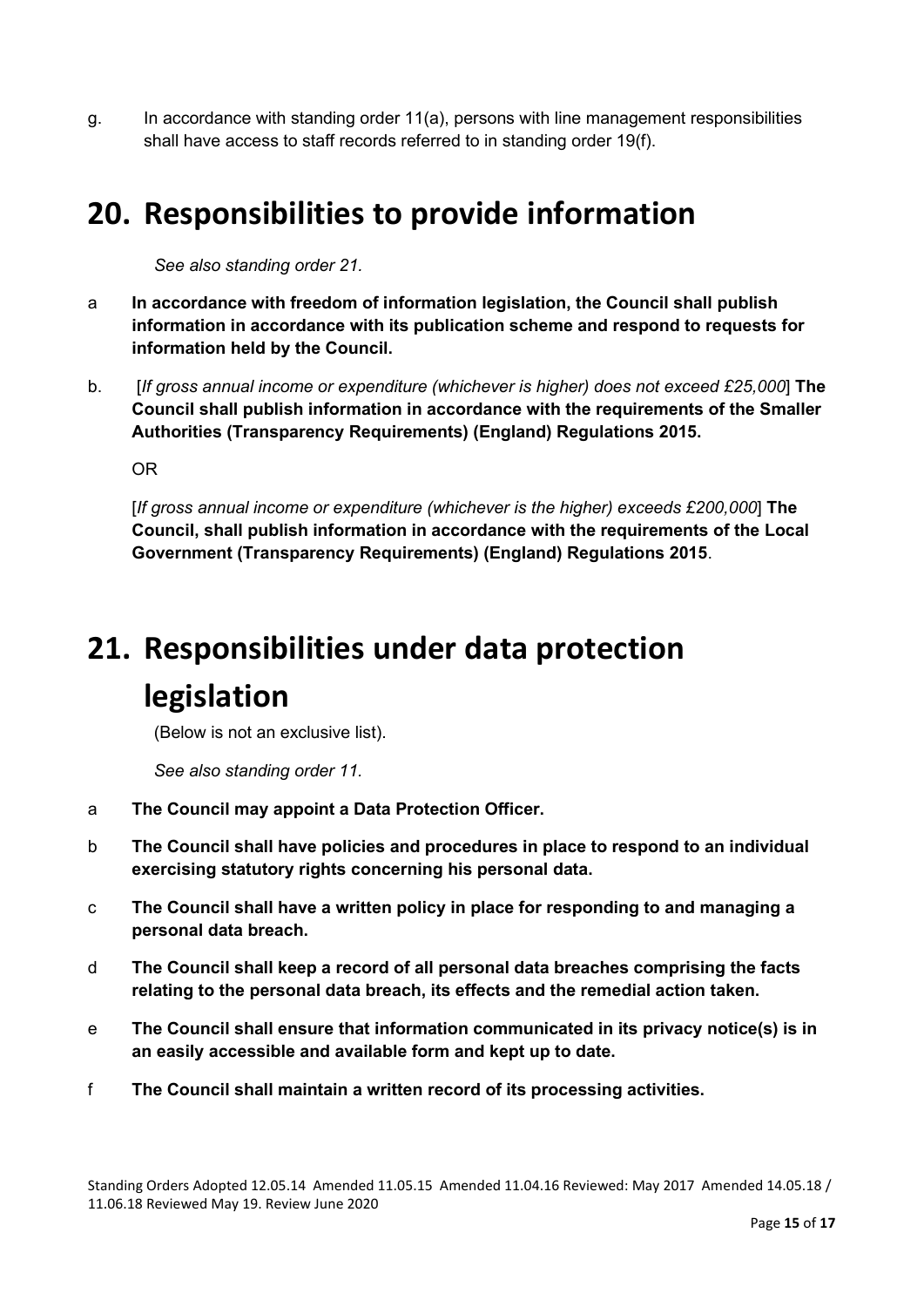g. In accordance with standing order 11(a), persons with line management responsibilities shall have access to staff records referred to in standing order 19(f).

# 20. Responsibilities to provide information

*See also standing order 21.*

a **In accordance with freedom of information legislation, the Council shall publish information in accordance with its publication scheme and respond to requests for information held by the Council.**

b. [*If gross annual income or expenditure (whichever is higher) does not exceed £25,000*] **The Council shall publish information in accordance with the requirements of the Smaller Authorities (Transparency Requirements) (England) Regulations 2015.**

OR

[*If gross annual income or expenditure (whichever is the higher) exceeds £200,000*] **The Council, shall publish information in accordance with the requirements of the Local Government (Transparency Requirements) (England) Regulations 2015**.

# 21. Responsibilities under data protection legislation

(Below is not an exclusive list).

*See also standing order 11.*

a **The Council may appoint a Data Protection Officer.**

b **The Council shall have policies and procedures in place to respond to an individual exercising statutory rights concerning his personal data.**

c **The Council shall have a written policy in place for responding to and managing a personal data breach.**

d **The Council shall keep a record of all personal data breaches comprising the facts relating to the personal data breach, its effects and the remedial action taken.**

e **The Council shall ensure that information communicated in its privacy notice(s) is in an easily accessible and available form and kept up to date.**

f **The Council shall maintain a written record of its processing activities.**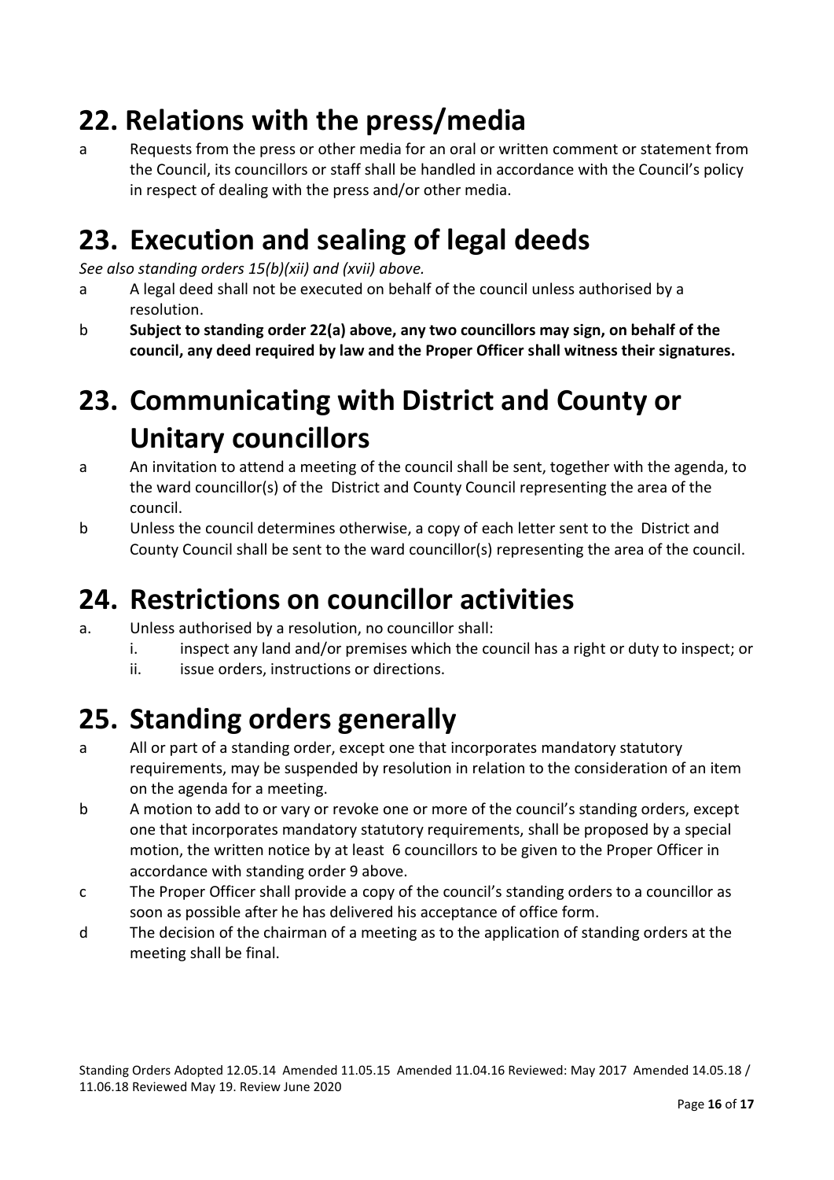# 22. Relations with the press/media

a Requests from the press or other media for an oral or written comment or statement from the Council, its councillors or staff shall be handled in accordance with the Council's policy in respect of dealing with the press and/or other media.

# 23. Execution and sealing of legal deeds

*See also standing orders 15(b)(xii) and (xvii) above.*

a A legal deed shall not be executed on behalf of the council unless authorised by a resolution.

b **Subject to standing order 22(a) above, any two councillors may sign, on behalf of the council, any deed required by law and the Proper Officer shall witness their signatures.**

# 23. Communicating with District and County or Unitary councillors

a An invitation to attend a meeting of the council shall be sent, together with the agenda, to the ward councillor(s) of the District and County Council representing the area of the council.

b Unless the council determines otherwise, a copy of each letter sent to the District and County Council shall be sent to the ward councillor(s) representing the area of the council.

# 24. Restrictions on councillor activities

a. Unless authorised by a resolution, no councillor shall:
   - i. inspect any land and/or premises which the council has a right or duty to inspect; or
   - ii. issue orders, instructions or directions.

# 25. Standing orders generally

a All or part of a standing order, except one that incorporates mandatory statutory requirements, may be suspended by resolution in relation to the consideration of an item on the agenda for a meeting.

b A motion to add to or vary or revoke one or more of the council's standing orders, except one that incorporates mandatory statutory requirements, shall be proposed by a special motion, the written notice by at least 6 councillors to be given to the Proper Officer in accordance with standing order 9 above.

c The Proper Officer shall provide a copy of the council's standing orders to a councillor as soon as possible after he has delivered his acceptance of office form.

d The decision of the chairman of a meeting as to the application of standing orders at the meeting shall be final.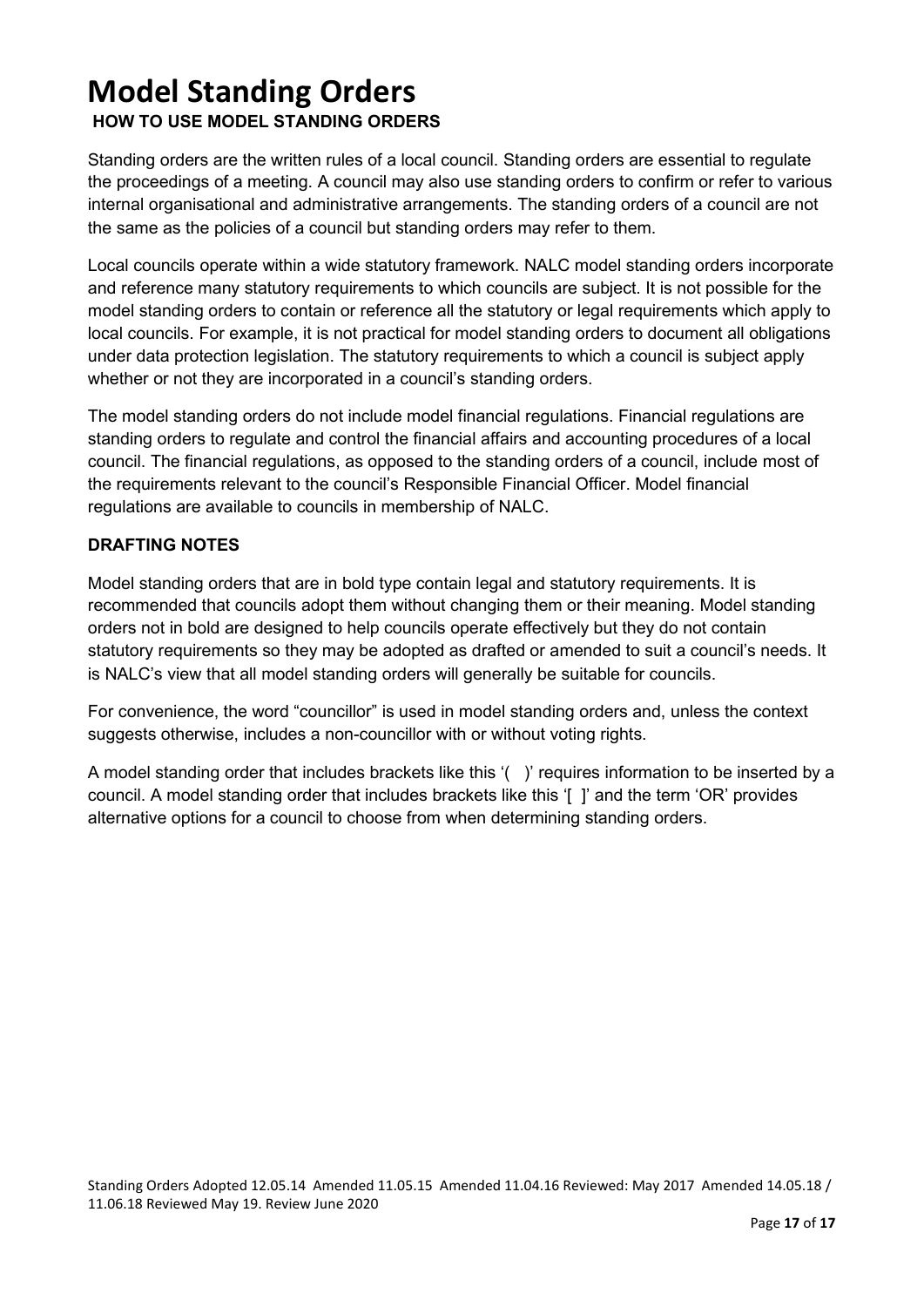# Model Standing Orders

### HOW TO USE MODEL STANDING ORDERS

Standing orders are the written rules of a local council. Standing orders are essential to regulate the proceedings of a meeting. A council may also use standing orders to confirm or refer to various internal organisational and administrative arrangements. The standing orders of a council are not the same as the policies of a council but standing orders may refer to them.

Local councils operate within a wide statutory framework. NALC model standing orders incorporate and reference many statutory requirements to which councils are subject. It is not possible for the model standing orders to contain or reference all the statutory or legal requirements which apply to local councils. For example, it is not practical for model standing orders to document all obligations under data protection legislation. The statutory requirements to which a council is subject apply whether or not they are incorporated in a council's standing orders.

The model standing orders do not include model financial regulations. Financial regulations are standing orders to regulate and control the financial affairs and accounting procedures of a local council. The financial regulations, as opposed to the standing orders of a council, include most of the requirements relevant to the council's Responsible Financial Officer. Model financial regulations are available to councils in membership of NALC.

### DRAFTING NOTES

Model standing orders that are in bold type contain legal and statutory requirements. It is recommended that councils adopt them without changing them or their meaning. Model standing orders not in bold are designed to help councils operate effectively but they do not contain statutory requirements so they may be adopted as drafted or amended to suit a council's needs. It is NALC's view that all model standing orders will generally be suitable for councils.

For convenience, the word "councillor" is used in model standing orders and, unless the context suggests otherwise, includes a non-councillor with or without voting rights.

A model standing order that includes brackets like this '( )' requires information to be inserted by a council. A model standing order that includes brackets like this '[ ]' and the term 'OR' provides alternative options for a council to choose from when determining standing orders.

Standing Orders Adopted 12.05.14 Amended 11.05.15 Amended 11.04.16 Reviewed: May 2017 Amended 14.05.18 / 11.06.18 Reviewed May 19. Review June 2020